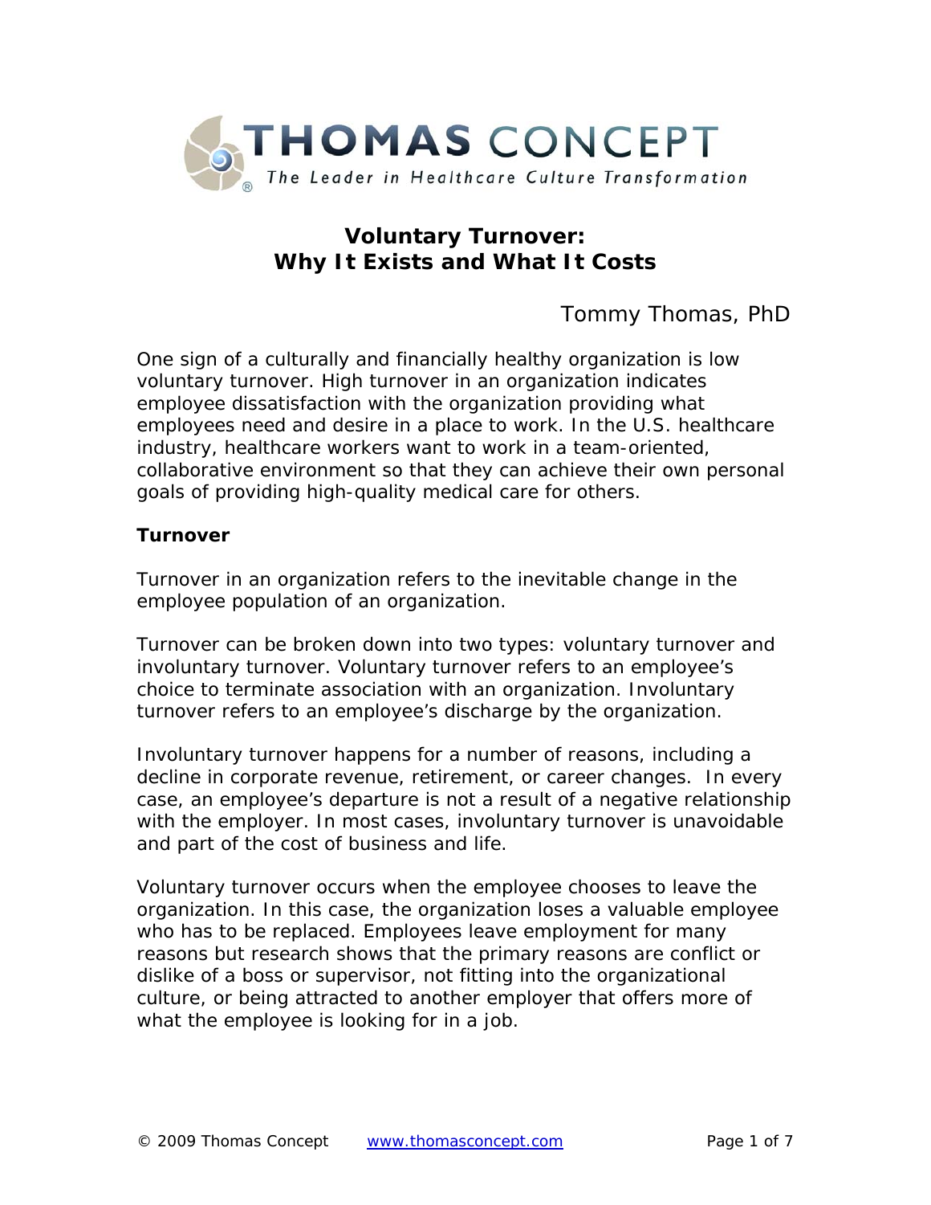THOMAS CONCEPT®

*The Leader in Healthcare Culture Transformation*

# Voluntary Turnover: Why It Exists and What It Costs

Tommy Thomas, PhD

One sign of a culturally and financially healthy organization is low voluntary turnover. High turnover in an organization indicates employee dissatisfaction with the organization providing what employees need and desire in a place to work. In the U.S. healthcare industry, healthcare workers want to work in a team-oriented, collaborative environment so that they can achieve their own personal goals of providing high-quality medical care for others.

## Turnover

Turnover in an organization refers to the inevitable change in the employee population of an organization.

Turnover can be broken down into two types: voluntary turnover and involuntary turnover. Voluntary turnover refers to an employee's choice to terminate association with an organization. Involuntary turnover refers to an employee's discharge by the organization.

Involuntary turnover happens for a number of reasons, including a decline in corporate revenue, retirement, or career changes. In every case, an employee's departure is not a result of a negative relationship with the employer. In most cases, involuntary turnover is unavoidable and part of the cost of business and life.

Voluntary turnover occurs when the employee chooses to leave the organization. In this case, the organization loses a valuable employee who has to be replaced. Employees leave employment for many reasons but research shows that the primary reasons are conflict or dislike of a boss or supervisor, not fitting into the organizational culture, or being attracted to another employer that offers more of what the employee is looking for in a job.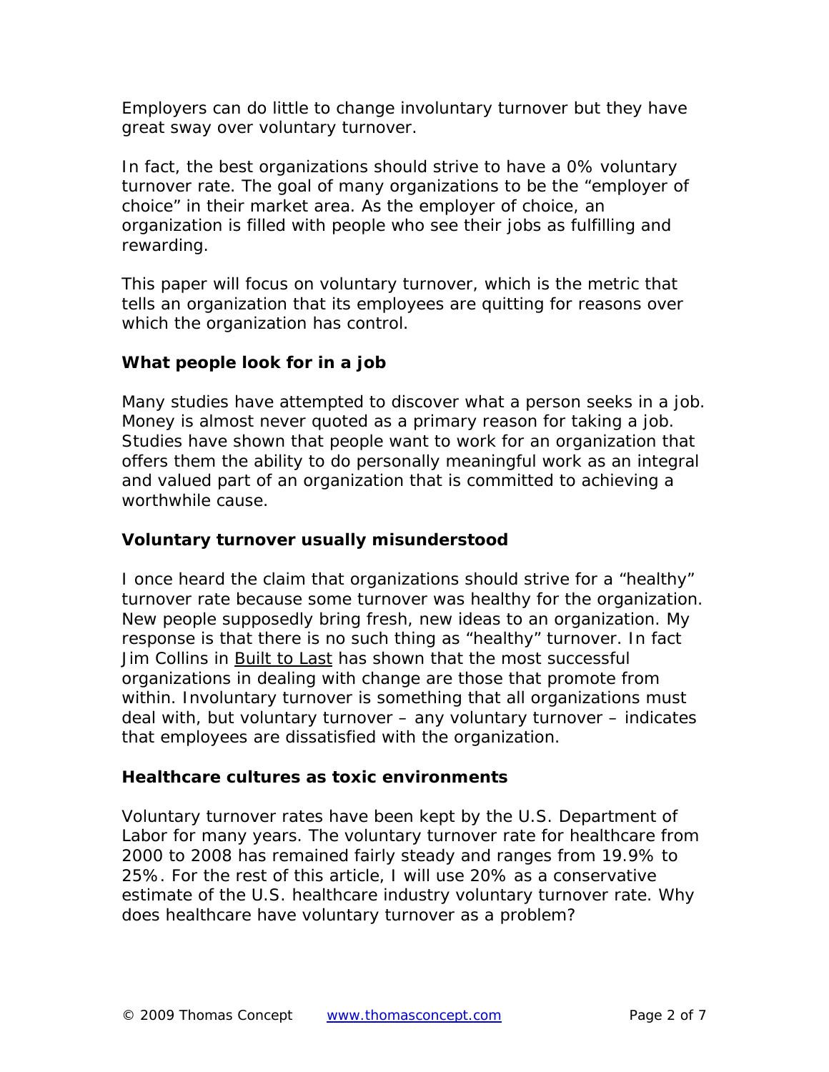Employers can do little to change involuntary turnover but they have great sway over voluntary turnover.

In fact, the best organizations should strive to have a 0% voluntary turnover rate. The goal of many organizations to be the "employer of choice" in their market area. As the employer of choice, an organization is filled with people who see their jobs as fulfilling and rewarding.

This paper will focus on voluntary turnover, which is the metric that tells an organization that its employees are quitting for reasons over which the organization has control.

**What people look for in a job**

Many studies have attempted to discover what a person seeks in a job. Money is almost never quoted as a primary reason for taking a job. Studies have shown that people want to work for an organization that offers them the ability to do personally meaningful work as an integral and valued part of an organization that is committed to achieving a worthwhile cause.

**Voluntary turnover usually misunderstood**

I once heard the claim that organizations should strive for a "healthy" turnover rate because some turnover was healthy for the organization. New people supposedly bring fresh, new ideas to an organization. My response is that there is no such thing as "healthy" turnover. In fact Jim Collins in Built to Last has shown that the most successful organizations in dealing with change are those that promote from within. Involuntary turnover is something that all organizations must deal with, but voluntary turnover – any voluntary turnover – indicates that employees are dissatisfied with the organization.

**Healthcare cultures as toxic environments**

Voluntary turnover rates have been kept by the U.S. Department of Labor for many years. The voluntary turnover rate for healthcare from 2000 to 2008 has remained fairly steady and ranges from 19.9% to 25%. For the rest of this article, I will use 20% as a conservative estimate of the U.S. healthcare industry voluntary turnover rate. Why does healthcare have voluntary turnover as a problem?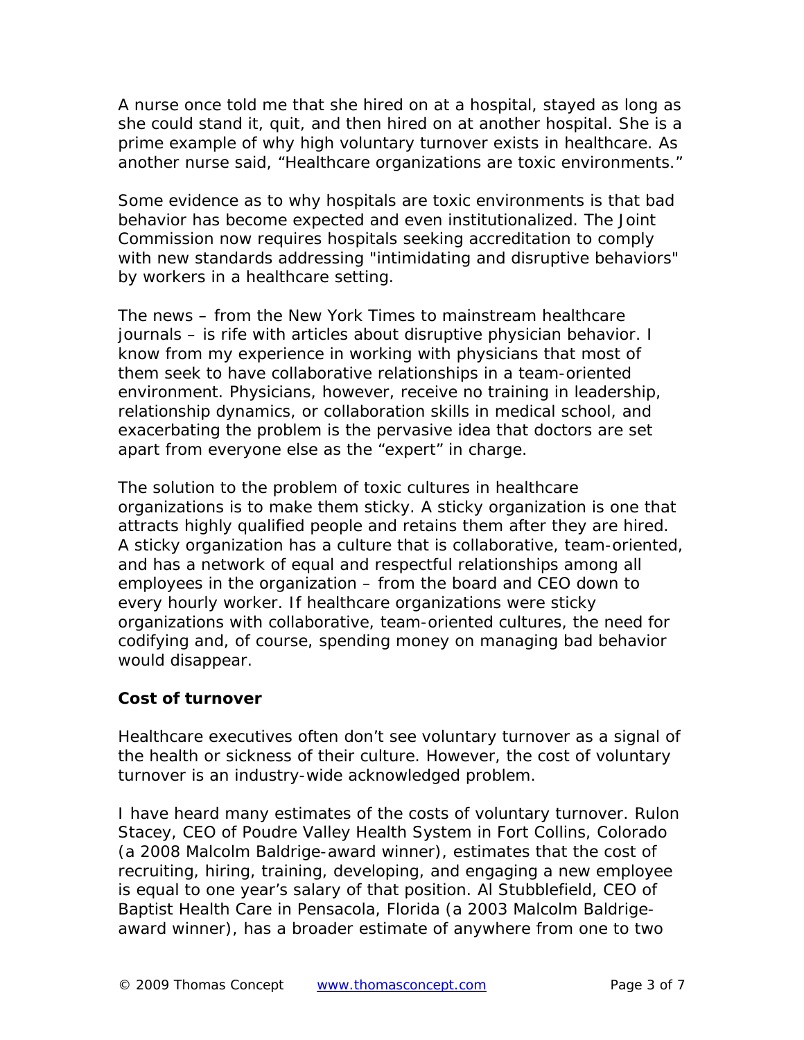A nurse once told me that she hired on at a hospital, stayed as long as she could stand it, quit, and then hired on at another hospital. She is a prime example of why high voluntary turnover exists in healthcare. As another nurse said, “Healthcare organizations are toxic environments.”

Some evidence as to why hospitals are toxic environments is that bad behavior has become expected and even institutionalized. The Joint Commission now requires hospitals seeking accreditation to comply with new standards addressing "intimidating and disruptive behaviors" by workers in a healthcare setting.

The news – from the New York Times to mainstream healthcare journals – is rife with articles about disruptive physician behavior. I know from my experience in working with physicians that most of them seek to have collaborative relationships in a team-oriented environment. Physicians, however, receive no training in leadership, relationship dynamics, or collaboration skills in medical school, and exacerbating the problem is the pervasive idea that doctors are set apart from everyone else as the “expert” in charge.

The solution to the problem of toxic cultures in healthcare organizations is to make them sticky. A sticky organization is one that attracts highly qualified people and retains them after they are hired. A sticky organization has a culture that is collaborative, team-oriented, and has a network of equal and respectful relationships among all employees in the organization – from the board and CEO down to every hourly worker. If healthcare organizations were sticky organizations with collaborative, team-oriented cultures, the need for codifying and, of course, spending money on managing bad behavior would disappear.

## Cost of turnover

Healthcare executives often don’t see voluntary turnover as a signal of the health or sickness of their culture. However, the cost of voluntary turnover is an industry-wide acknowledged problem.

I have heard many estimates of the costs of voluntary turnover. Rulon Stacey, CEO of Poudre Valley Health System in Fort Collins, Colorado (a 2008 Malcolm Baldrige-award winner), estimates that the cost of recruiting, hiring, training, developing, and engaging a new employee is equal to one year’s salary of that position. Al Stubblefield, CEO of Baptist Health Care in Pensacola, Florida (a 2003 Malcolm Baldrige-award winner), has a broader estimate of anywhere from one to two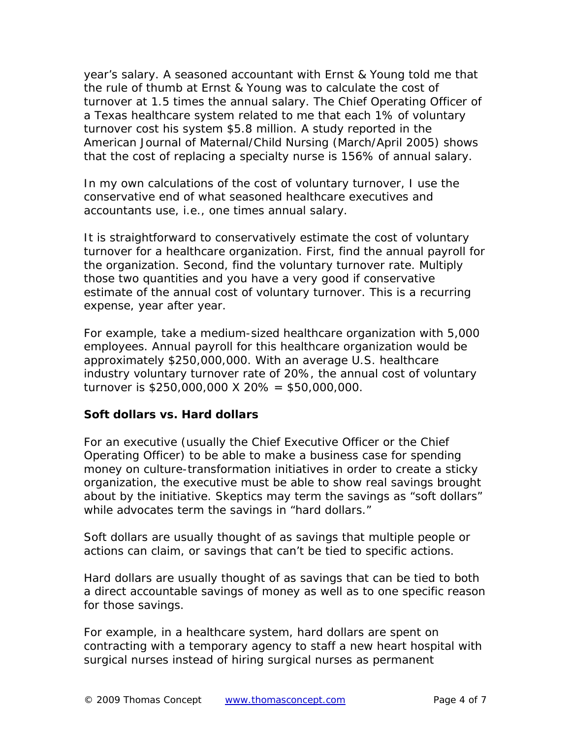year's salary. A seasoned accountant with Ernst & Young told me that the rule of thumb at Ernst & Young was to calculate the cost of turnover at 1.5 times the annual salary. The Chief Operating Officer of a Texas healthcare system related to me that each 1% of voluntary turnover cost his system $5.8 million. A study reported in the American Journal of Maternal/Child Nursing (March/April 2005) shows that the cost of replacing a specialty nurse is 156% of annual salary.

In my own calculations of the cost of voluntary turnover, I use the conservative end of what seasoned healthcare executives and accountants use, i.e., one times annual salary.

It is straightforward to conservatively estimate the cost of voluntary turnover for a healthcare organization. First, find the annual payroll for the organization. Second, find the voluntary turnover rate. Multiply those two quantities and you have a very good if conservative estimate of the annual cost of voluntary turnover. This is a recurring expense, year after year.

For example, take a medium-sized healthcare organization with 5,000 employees. Annual payroll for this healthcare organization would be approximately $250,000,000. With an average U.S. healthcare industry voluntary turnover rate of 20%, the annual cost of voluntary turnover is $250,000,000 X 20% = $50,000,000.

## Soft dollars vs. Hard dollars

For an executive (usually the Chief Executive Officer or the Chief Operating Officer) to be able to make a business case for spending money on culture-transformation initiatives in order to create a sticky organization, the executive must be able to show real savings brought about by the initiative. Skeptics may term the savings as "soft dollars" while advocates term the savings in "hard dollars."

Soft dollars are usually thought of as savings that multiple people or actions can claim, or savings that can't be tied to specific actions.

Hard dollars are usually thought of as savings that can be tied to both a direct accountable savings of money as well as to one specific reason for those savings.

For example, in a healthcare system, hard dollars are spent on contracting with a temporary agency to staff a new heart hospital with surgical nurses instead of hiring surgical nurses as permanent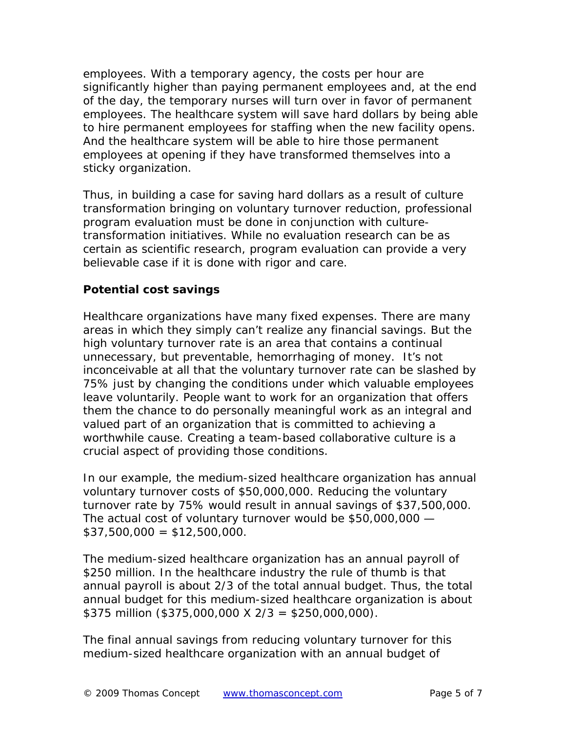employees. With a temporary agency, the costs per hour are significantly higher than paying permanent employees and, at the end of the day, the temporary nurses will turn over in favor of permanent employees. The healthcare system will save hard dollars by being able to hire permanent employees for staffing when the new facility opens. And the healthcare system will be able to hire those permanent employees at opening if they have transformed themselves into a sticky organization.

Thus, in building a case for saving hard dollars as a result of culture transformation bringing on voluntary turnover reduction, professional program evaluation must be done in conjunction with culture-transformation initiatives. While no evaluation research can be as certain as scientific research, program evaluation can provide a very believable case if it is done with rigor and care.

**Potential cost savings**

Healthcare organizations have many fixed expenses. There are many areas in which they simply can't realize any financial savings. But the high voluntary turnover rate is an area that contains a continual unnecessary, but preventable, hemorrhaging of money. It's not inconceivable at all that the voluntary turnover rate can be slashed by 75% just by changing the conditions under which valuable employees leave voluntarily. People want to work for an organization that offers them the chance to do personally meaningful work as an integral and valued part of an organization that is committed to achieving a worthwhile cause. Creating a team-based collaborative culture is a crucial aspect of providing those conditions.

In our example, the medium-sized healthcare organization has annual voluntary turnover costs of $50,000,000. Reducing the voluntary turnover rate by 75% would result in annual savings of $37,500,000. The actual cost of voluntary turnover would be $50,000,000 — $37,500,000 = $12,500,000.

The medium-sized healthcare organization has an annual payroll of $250 million. In the healthcare industry the rule of thumb is that annual payroll is about 2/3 of the total annual budget. Thus, the total annual budget for this medium-sized healthcare organization is about $375 million ($375,000,000 X 2/3 = $250,000,000).

The final annual savings from reducing voluntary turnover for this medium-sized healthcare organization with an annual budget of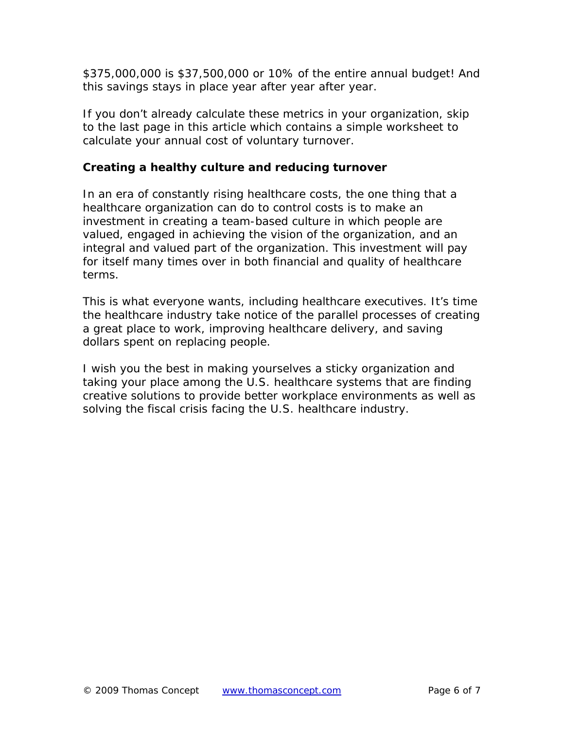$375,000,000 is $37,500,000 or 10% of the entire annual budget! And this savings stays in place year after year after year.

If you don't already calculate these metrics in your organization, skip to the last page in this article which contains a simple worksheet to calculate your annual cost of voluntary turnover.

**Creating a healthy culture and reducing turnover**

In an era of constantly rising healthcare costs, the one thing that a healthcare organization can do to control costs is to make an investment in creating a team-based culture in which people are valued, engaged in achieving the vision of the organization, and an integral and valued part of the organization. This investment will pay for itself many times over in both financial and quality of healthcare terms.

This is what everyone wants, including healthcare executives. It's time the healthcare industry take notice of the parallel processes of creating a great place to work, improving healthcare delivery, and saving dollars spent on replacing people.

I wish you the best in making yourselves a sticky organization and taking your place among the U.S. healthcare systems that are finding creative solutions to provide better workplace environments as well as solving the fiscal crisis facing the U.S. healthcare industry.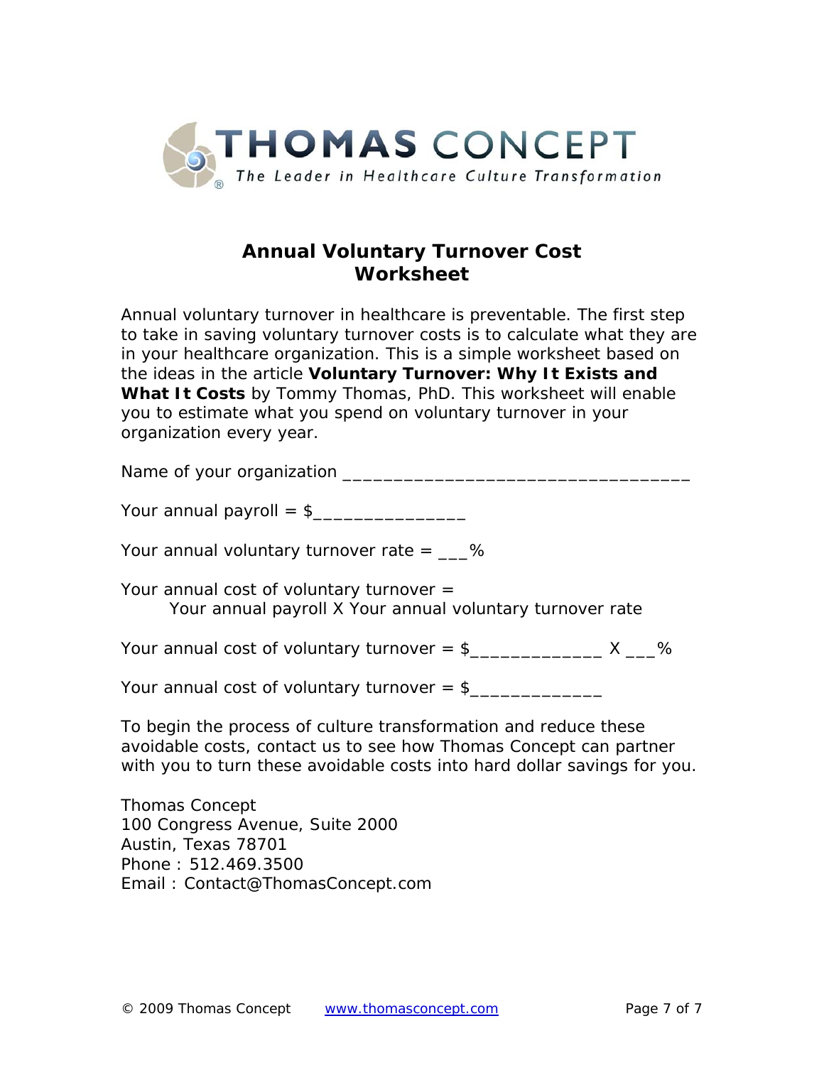THOMAS CONCEPT

*The Leader in Healthcare Culture Transformation*

## Annual Voluntary Turnover Cost Worksheet

Annual voluntary turnover in healthcare is preventable. The first step to take in saving voluntary turnover costs is to calculate what they are in your healthcare organization. This is a simple worksheet based on the ideas in the article **Voluntary Turnover: Why It Exists and What It Costs** by Tommy Thomas, PhD. This worksheet will enable you to estimate what you spend on voluntary turnover in your organization every year.

Name of your organization __________________________________

Your annual payroll = $_______________

Your annual voluntary turnover rate = ___%

Your annual cost of voluntary turnover =
Your annual payroll X Your annual voluntary turnover rate

Your annual cost of voluntary turnover = $_____________ X ___%

Your annual cost of voluntary turnover = $_____________

To begin the process of culture transformation and reduce these avoidable costs, contact us to see how Thomas Concept can partner with you to turn these avoidable costs into hard dollar savings for you.

Thomas Concept
100 Congress Avenue, Suite 2000
Austin, Texas 78701
Phone : 512.469.3500
Email : Contact@ThomasConcept.com

© 2009 Thomas Concept www.thomasconcept.com